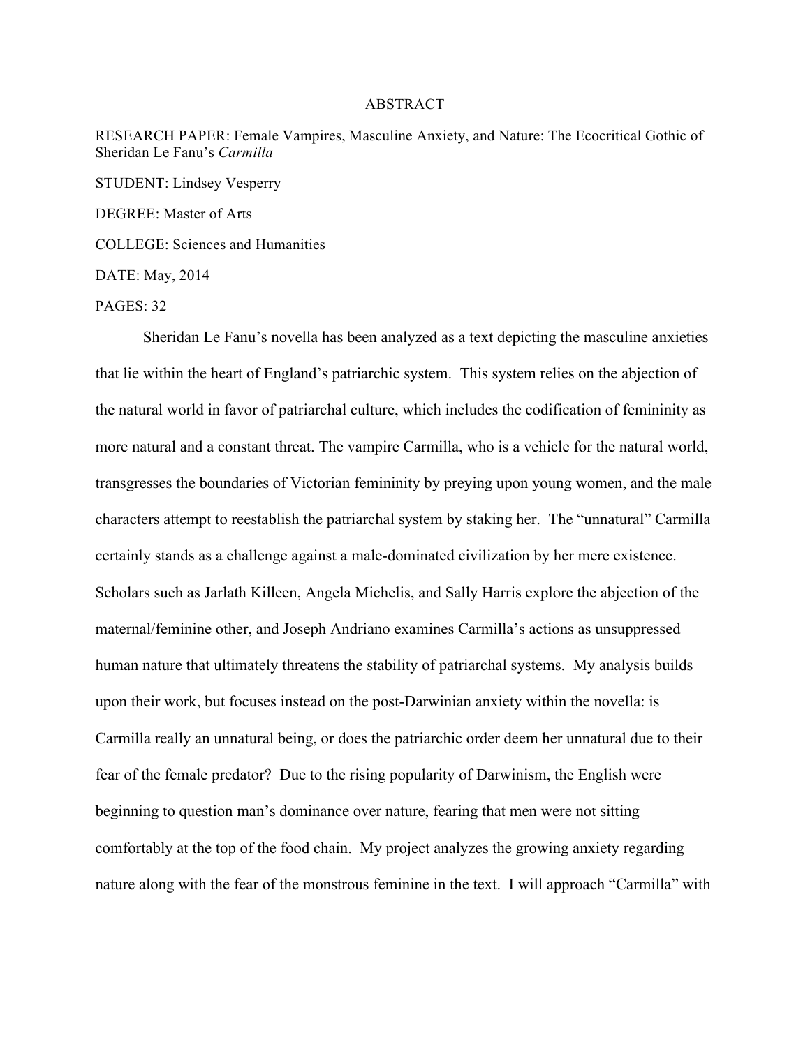# ABSTRACT

RESEARCH PAPER: Female Vampires, Masculine Anxiety, and Nature: The Ecocritical Gothic of Sheridan Le Fanu's *Carmilla*

STUDENT: Lindsey Vesperry

DEGREE: Master of Arts

COLLEGE: Sciences and Humanities

DATE: May, 2014

PAGES: 32

Sheridan Le Fanu's novella has been analyzed as a text depicting the masculine anxieties that lie within the heart of England's patriarchic system. This system relies on the abjection of the natural world in favor of patriarchal culture, which includes the codification of femininity as more natural and a constant threat. The vampire Carmilla, who is a vehicle for the natural world, transgresses the boundaries of Victorian femininity by preying upon young women, and the male characters attempt to reestablish the patriarchal system by staking her. The "unnatural" Carmilla certainly stands as a challenge against a male-dominated civilization by her mere existence. Scholars such as Jarlath Killeen, Angela Michelis, and Sally Harris explore the abjection of the maternal/feminine other, and Joseph Andriano examines Carmilla's actions as unsuppressed human nature that ultimately threatens the stability of patriarchal systems. My analysis builds upon their work, but focuses instead on the post-Darwinian anxiety within the novella: is Carmilla really an unnatural being, or does the patriarchic order deem her unnatural due to their fear of the female predator? Due to the rising popularity of Darwinism, the English were beginning to question man's dominance over nature, fearing that men were not sitting comfortably at the top of the food chain. My project analyzes the growing anxiety regarding nature along with the fear of the monstrous feminine in the text. I will approach "Carmilla" with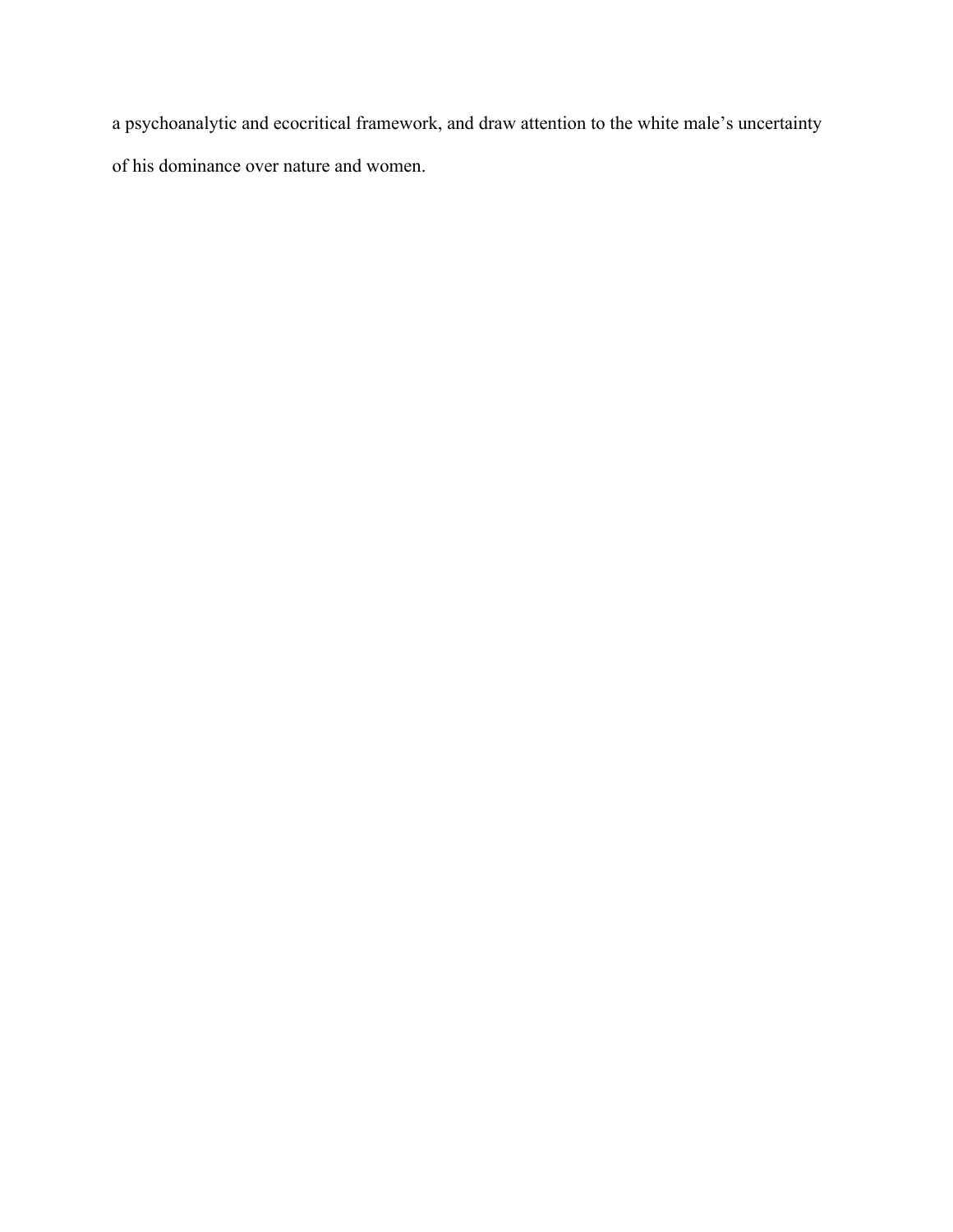a psychoanalytic and ecocritical framework, and draw attention to the white male's uncertainty of his dominance over nature and women.